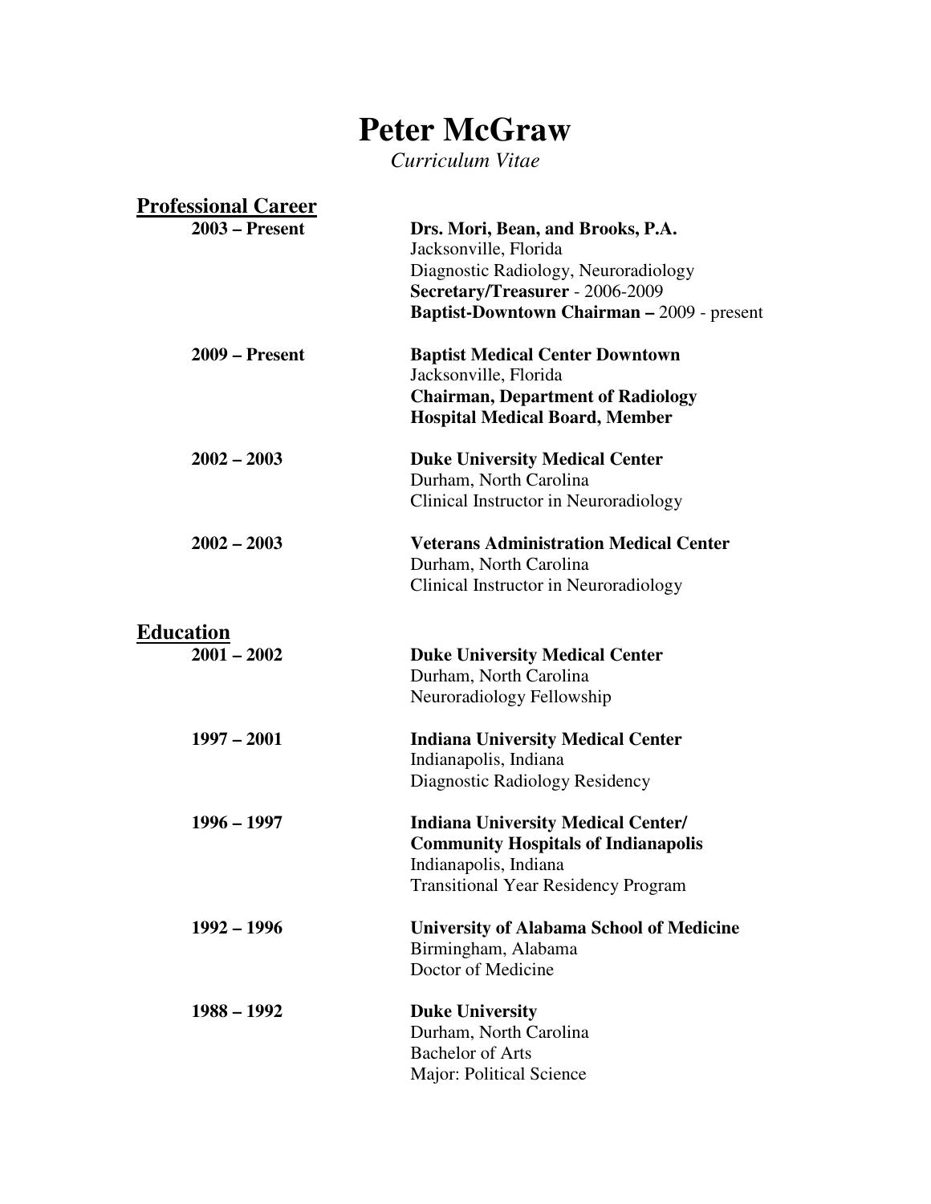# Peter McGraw

*Curriculum Vitae*

## Professional Career

**2003 – Present**

**Drs. Mori, Bean, and Brooks, P.A.**
Jacksonville, Florida
Diagnostic Radiology, Neuroradiology
**Secretary/Treasurer** - 2006-2009
**Baptist-Downtown Chairman –** 2009 - present

**2009 – Present**

**Baptist Medical Center Downtown**
Jacksonville, Florida
**Chairman, Department of Radiology**
**Hospital Medical Board, Member**

**2002 – 2003**

**Duke University Medical Center**
Durham, North Carolina
Clinical Instructor in Neuroradiology

**2002 – 2003**

**Veterans Administration Medical Center**
Durham, North Carolina
Clinical Instructor in Neuroradiology

## Education

**2001 – 2002**

**Duke University Medical Center**
Durham, North Carolina
Neuroradiology Fellowship

**1997 – 2001**

**Indiana University Medical Center**
Indianapolis, Indiana
Diagnostic Radiology Residency

**1996 – 1997**

**Indiana University Medical Center/**
**Community Hospitals of Indianapolis**
Indianapolis, Indiana
Transitional Year Residency Program

**1992 – 1996**

**University of Alabama School of Medicine**
Birmingham, Alabama
Doctor of Medicine

**1988 – 1992**

**Duke University**
Durham, North Carolina
Bachelor of Arts
Major: Political Science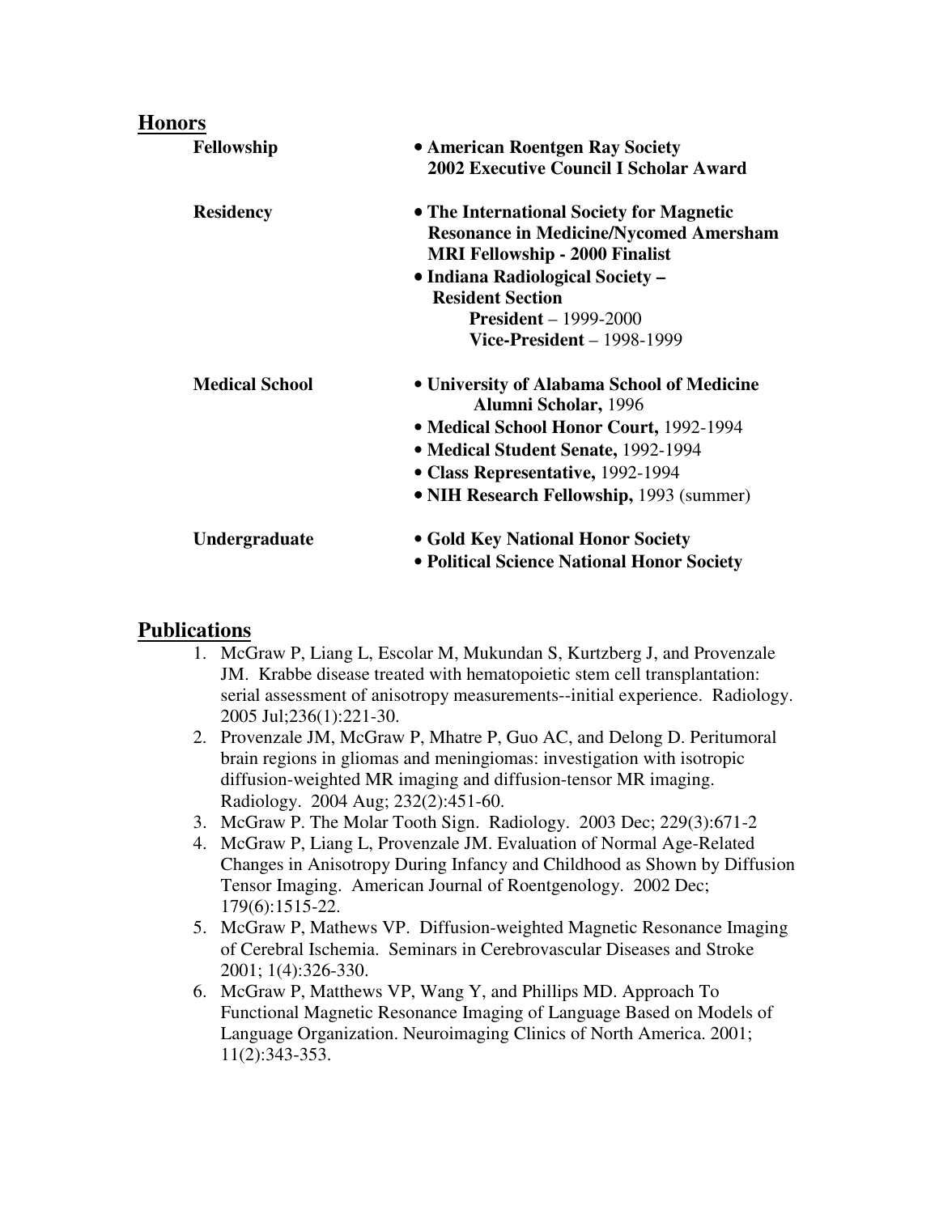## Honors

**Fellowship**

- **American Roentgen Ray Society 2002 Executive Council I Scholar Award**

**Residency**

- **The International Society for Magnetic Resonance in Medicine/Nycomed Amersham MRI Fellowship - 2000 Finalist**
- **Indiana Radiological Society – Resident Section**
  - **President** – 1999-2000
  - **Vice-President** – 1998-1999

**Medical School**

- **University of Alabama School of Medicine Alumni Scholar,** 1996
- **Medical School Honor Court,** 1992-1994
- **Medical Student Senate,** 1992-1994
- **Class Representative,** 1992-1994
- **NIH Research Fellowship,** 1993 (summer)

**Undergraduate**

- **Gold Key National Honor Society**
- **Political Science National Honor Society**

## Publications

1. McGraw P, Liang L, Escolar M, Mukundan S, Kurtzberg J, and Provenzale JM. Krabbe disease treated with hematopoietic stem cell transplantation: serial assessment of anisotropy measurements--initial experience. Radiology. 2005 Jul;236(1):221-30.
2. Provenzale JM, McGraw P, Mhatre P, Guo AC, and Delong D. Peritumoral brain regions in gliomas and meningiomas: investigation with isotropic diffusion-weighted MR imaging and diffusion-tensor MR imaging. Radiology. 2004 Aug; 232(2):451-60.
3. McGraw P. The Molar Tooth Sign. Radiology. 2003 Dec; 229(3):671-2
4. McGraw P, Liang L, Provenzale JM. Evaluation of Normal Age-Related Changes in Anisotropy During Infancy and Childhood as Shown by Diffusion Tensor Imaging. American Journal of Roentgenology. 2002 Dec; 179(6):1515-22.
5. McGraw P, Mathews VP. Diffusion-weighted Magnetic Resonance Imaging of Cerebral Ischemia. Seminars in Cerebrovascular Diseases and Stroke 2001; 1(4):326-330.
6. McGraw P, Matthews VP, Wang Y, and Phillips MD. Approach To Functional Magnetic Resonance Imaging of Language Based on Models of Language Organization. Neuroimaging Clinics of North America. 2001; 11(2):343-353.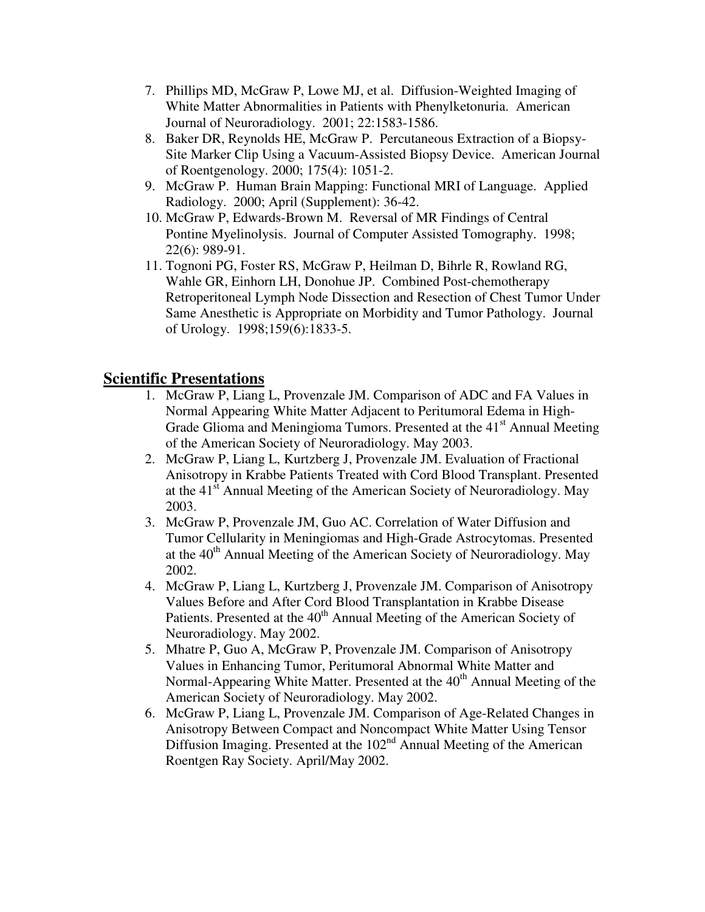7. Phillips MD, McGraw P, Lowe MJ, et al. Diffusion-Weighted Imaging of White Matter Abnormalities in Patients with Phenylketonuria. American Journal of Neuroradiology. 2001; 22:1583-1586.
8. Baker DR, Reynolds HE, McGraw P. Percutaneous Extraction of a Biopsy-Site Marker Clip Using a Vacuum-Assisted Biopsy Device. American Journal of Roentgenology. 2000; 175(4): 1051-2.
9. McGraw P. Human Brain Mapping: Functional MRI of Language. Applied Radiology. 2000; April (Supplement): 36-42.
10. McGraw P, Edwards-Brown M. Reversal of MR Findings of Central Pontine Myelinolysis. Journal of Computer Assisted Tomography. 1998; 22(6): 989-91.
11. Tognoni PG, Foster RS, McGraw P, Heilman D, Bihrle R, Rowland RG, Wahle GR, Einhorn LH, Donohue JP. Combined Post-chemotherapy Retroperitoneal Lymph Node Dissection and Resection of Chest Tumor Under Same Anesthetic is Appropriate on Morbidity and Tumor Pathology. Journal of Urology. 1998;159(6):1833-5.

## Scientific Presentations

1. McGraw P, Liang L, Provenzale JM. Comparison of ADC and FA Values in Normal Appearing White Matter Adjacent to Peritumoral Edema in High-Grade Glioma and Meningioma Tumors. Presented at the 41st Annual Meeting of the American Society of Neuroradiology. May 2003.
2. McGraw P, Liang L, Kurtzberg J, Provenzale JM. Evaluation of Fractional Anisotropy in Krabbe Patients Treated with Cord Blood Transplant. Presented at the 41st Annual Meeting of the American Society of Neuroradiology. May 2003.
3. McGraw P, Provenzale JM, Guo AC. Correlation of Water Diffusion and Tumor Cellularity in Meningiomas and High-Grade Astrocytomas. Presented at the 40th Annual Meeting of the American Society of Neuroradiology. May 2002.
4. McGraw P, Liang L, Kurtzberg J, Provenzale JM. Comparison of Anisotropy Values Before and After Cord Blood Transplantation in Krabbe Disease Patients. Presented at the 40th Annual Meeting of the American Society of Neuroradiology. May 2002.
5. Mhatre P, Guo A, McGraw P, Provenzale JM. Comparison of Anisotropy Values in Enhancing Tumor, Peritumoral Abnormal White Matter and Normal-Appearing White Matter. Presented at the 40th Annual Meeting of the American Society of Neuroradiology. May 2002.
6. McGraw P, Liang L, Provenzale JM. Comparison of Age-Related Changes in Anisotropy Between Compact and Noncompact White Matter Using Tensor Diffusion Imaging. Presented at the 102nd Annual Meeting of the American Roentgen Ray Society. April/May 2002.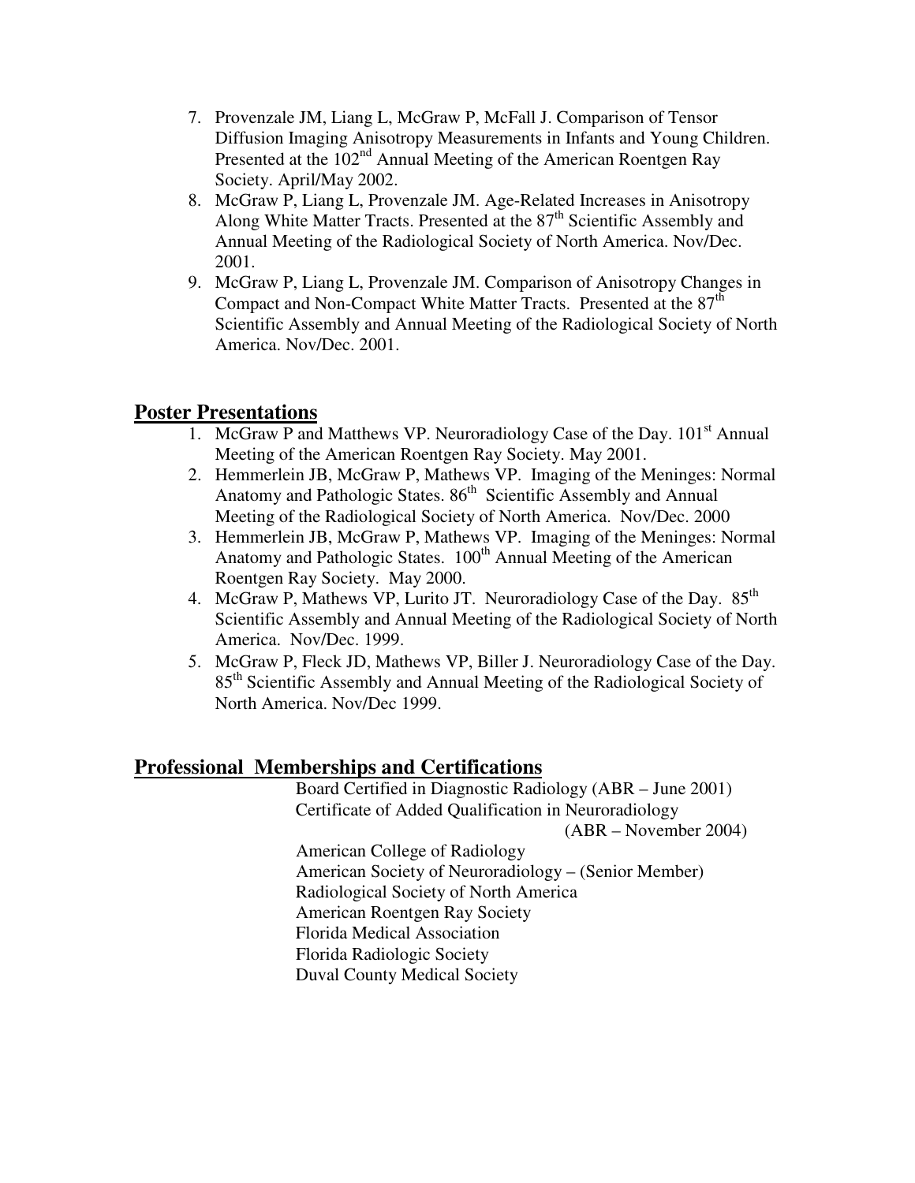7. Provenzale JM, Liang L, McGraw P, McFall J. Comparison of Tensor Diffusion Imaging Anisotropy Measurements in Infants and Young Children. Presented at the 102nd Annual Meeting of the American Roentgen Ray Society. April/May 2002.
8. McGraw P, Liang L, Provenzale JM. Age-Related Increases in Anisotropy Along White Matter Tracts. Presented at the 87th Scientific Assembly and Annual Meeting of the Radiological Society of North America. Nov/Dec. 2001.
9. McGraw P, Liang L, Provenzale JM. Comparison of Anisotropy Changes in Compact and Non-Compact White Matter Tracts. Presented at the 87th Scientific Assembly and Annual Meeting of the Radiological Society of North America. Nov/Dec. 2001.

## Poster Presentations

1. McGraw P and Matthews VP. Neuroradiology Case of the Day. 101st Annual Meeting of the American Roentgen Ray Society. May 2001.
2. Hemmerlein JB, McGraw P, Mathews VP. Imaging of the Meninges: Normal Anatomy and Pathologic States. 86th Scientific Assembly and Annual Meeting of the Radiological Society of North America. Nov/Dec. 2000
3. Hemmerlein JB, McGraw P, Mathews VP. Imaging of the Meninges: Normal Anatomy and Pathologic States. 100th Annual Meeting of the American Roentgen Ray Society. May 2000.
4. McGraw P, Mathews VP, Lurito JT. Neuroradiology Case of the Day. 85th Scientific Assembly and Annual Meeting of the Radiological Society of North America. Nov/Dec. 1999.
5. McGraw P, Fleck JD, Mathews VP, Biller J. Neuroradiology Case of the Day. 85th Scientific Assembly and Annual Meeting of the Radiological Society of North America. Nov/Dec 1999.

## Professional Memberships and Certifications

Board Certified in Diagnostic Radiology (ABR – June 2001)
Certificate of Added Qualification in Neuroradiology (ABR – November 2004)
American College of Radiology
American Society of Neuroradiology – (Senior Member)
Radiological Society of North America
American Roentgen Ray Society
Florida Medical Association
Florida Radiologic Society
Duval County Medical Society